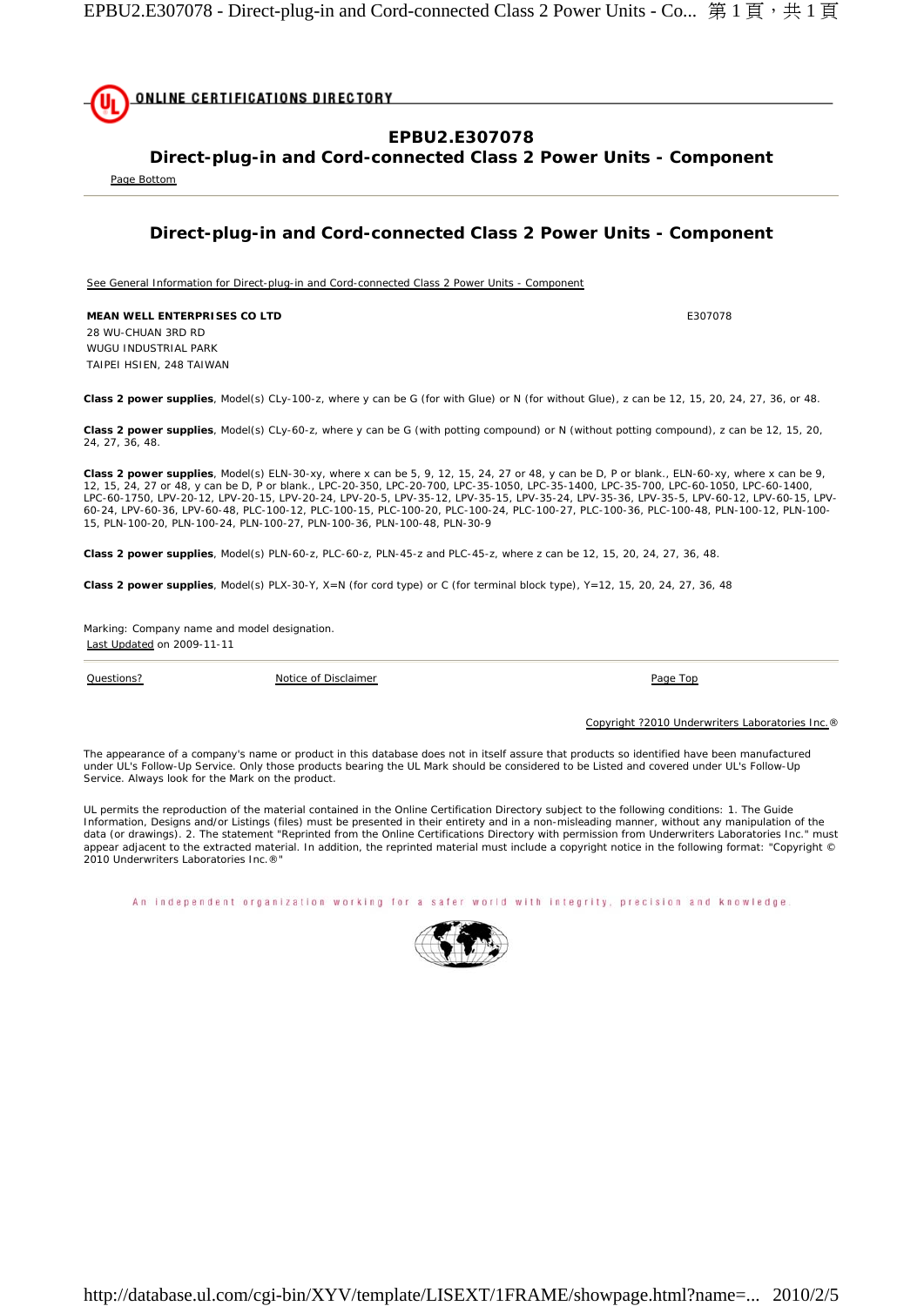ONLINE CERTIFICATIONS DIRECTORY

## EPBU2.E307078
## Direct-plug-in and Cord-connected Class 2 Power Units - Component

Page Bottom

## Direct-plug-in and Cord-connected Class 2 Power Units - Component

See General Information for Direct-plug-in and Cord-connected Class 2 Power Units - Component

**MEAN WELL ENTERPRISES CO LTD** E307078
28 WU-CHUAN 3RD RD
WUGU INDUSTRIAL PARK
TAIPEI HSIEN, 248 TAIWAN

**Class 2 power supplies**, Model(s) CLy-100-z, where y can be G (for with Glue) or N (for without Glue), z can be 12, 15, 20, 24, 27, 36, or 48.

**Class 2 power supplies**, Model(s) CLy-60-z, where y can be G (with potting compound) or N (without potting compound), z can be 12, 15, 20, 24, 27, 36, 48.

**Class 2 power supplies**, Model(s) ELN-30-xy, where x can be 5, 9, 12, 15, 24, 27 or 48, y can be D, P or blank., ELN-60-xy, where x can be 9, 12, 15, 24, 27 or 48, y can be D, P or blank., LPC-20-350, LPC-20-700, LPC-35-1050, LPC-35-1400, LPC-35-700, LPC-60-1050, LPC-60-1400, LPC-60-1750, LPV-20-12, LPV-20-15, LPV-20-24, LPV-20-5, LPV-35-12, LPV-35-15, LPV-35-24, LPV-35-36, LPV-35-5, LPV-60-12, LPV-60-15, LPV-60-24, LPV-60-36, LPV-60-48, PLC-100-12, PLC-100-15, PLC-100-20, PLC-100-24, PLC-100-27, PLC-100-36, PLC-100-48, PLN-100-12, PLN-100-15, PLN-100-20, PLN-100-24, PLN-100-27, PLN-100-36, PLN-100-48, PLN-30-9

**Class 2 power supplies**, Model(s) PLN-60-z, PLC-60-z, PLN-45-z and PLC-45-z, where z can be 12, 15, 20, 24, 27, 36, 48.

**Class 2 power supplies**, Model(s) PLX-30-Y, X=N (for cord type) or C (for terminal block type), Y=12, 15, 20, 24, 27, 36, 48

Marking: Company name and model designation.
Last Updated on 2009-11-11

Questions? Notice of Disclaimer Page Top

Copyright ?2010 Underwriters Laboratories Inc.®

The appearance of a company's name or product in this database does not in itself assure that products so identified have been manufactured under UL's Follow-Up Service. Only those products bearing the UL Mark should be considered to be Listed and covered under UL's Follow-Up Service. Always look for the Mark on the product.

UL permits the reproduction of the material contained in the Online Certification Directory subject to the following conditions: 1. The Guide Information, Designs and/or Listings (files) must be presented in their entirety and in a non-misleading manner, without any manipulation of the data (or drawings). 2. The statement "Reprinted from the Online Certifications Directory with permission from Underwriters Laboratories Inc." must appear adjacent to the extracted material. In addition, the reprinted material must include a copyright notice in the following format: "Copyright © 2010 Underwriters Laboratories Inc.®"

An independent organization working for a safer world with integrity, precision and knowledge.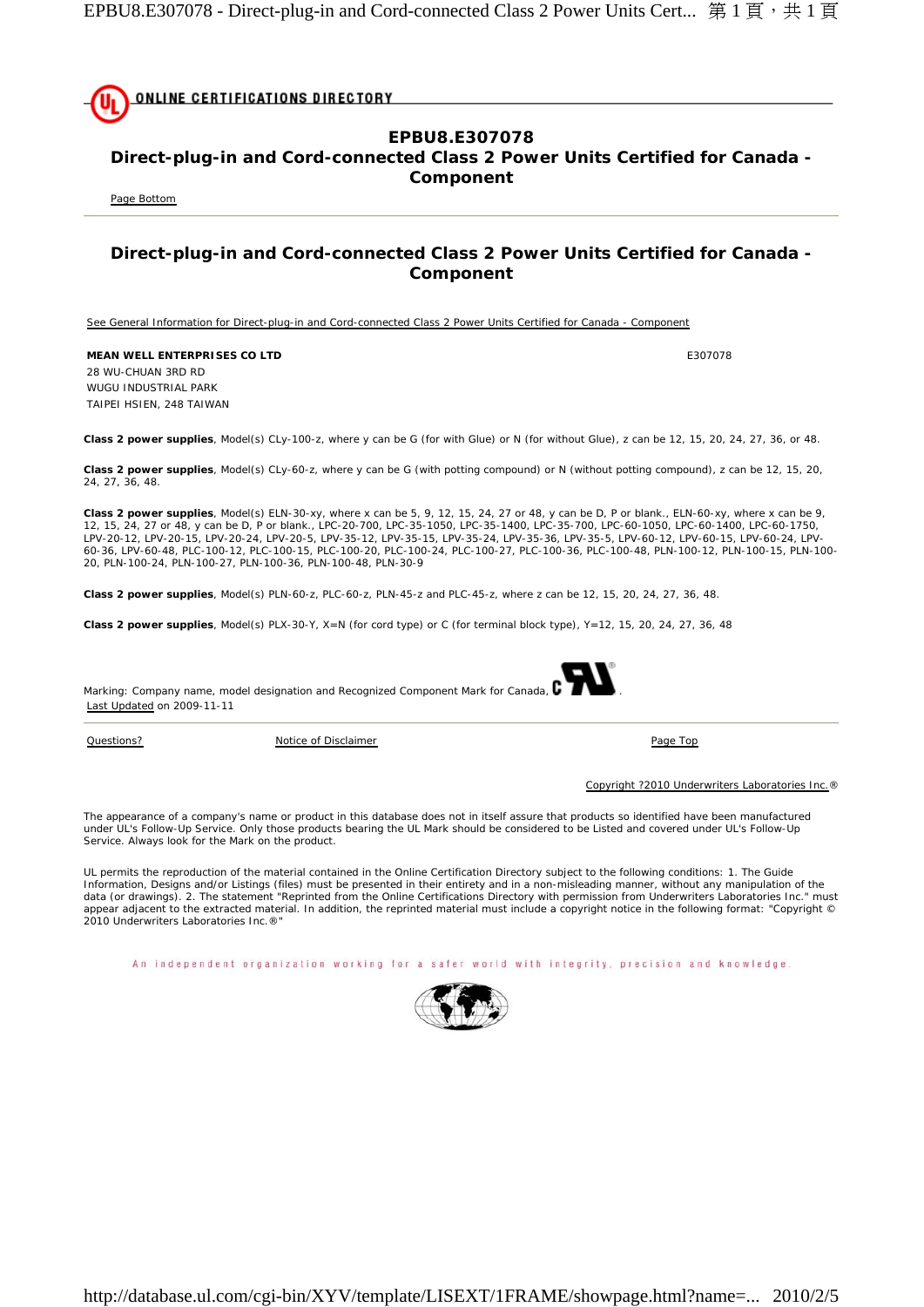ONLINE CERTIFICATIONS DIRECTORY

## EPBU8.E307078
## Direct-plug-in and Cord-connected Class 2 Power Units Certified for Canada - Component

Page Bottom

## Direct-plug-in and Cord-connected Class 2 Power Units Certified for Canada - Component

See General Information for Direct-plug-in and Cord-connected Class 2 Power Units Certified for Canada - Component

**MEAN WELL ENTERPRISES CO LTD** E307078
28 WU-CHUAN 3RD RD
WUGU INDUSTRIAL PARK
TAIPEI HSIEN, 248 TAIWAN

**Class 2 power supplies**, Model(s) CLy-100-z, where y can be G (for with Glue) or N (for without Glue), z can be 12, 15, 20, 24, 27, 36, or 48.

**Class 2 power supplies**, Model(s) CLy-60-z, where y can be G (with potting compound) or N (without potting compound), z can be 12, 15, 20, 24, 27, 36, 48.

**Class 2 power supplies**, Model(s) ELN-30-xy, where x can be 5, 9, 12, 15, 24, 27 or 48, y can be D, P or blank., ELN-60-xy, where x can be 9, 12, 15, 24, 27 or 48, y can be D, P or blank., LPC-20-700, LPC-35-1050, LPC-35-1400, LPC-35-700, LPC-60-1050, LPC-60-1400, LPC-60-1750, LPV-20-12, LPV-20-15, LPV-20-24, LPV-20-5, LPV-35-12, LPV-35-15, LPV-35-24, LPV-35-36, LPV-35-5, LPV-60-12, LPV-60-15, LPV-60-24, LPV-60-36, LPV-60-48, PLC-100-12, PLC-100-15, PLC-100-20, PLC-100-24, PLC-100-27, PLC-100-36, PLC-100-48, PLN-100-12, PLN-100-15, PLN-100-20, PLN-100-24, PLN-100-27, PLN-100-36, PLN-100-48, PLN-30-9

**Class 2 power supplies**, Model(s) PLN-60-z, PLC-60-z, PLN-45-z and PLC-45-z, where z can be 12, 15, 20, 24, 27, 36, 48.

**Class 2 power supplies**, Model(s) PLX-30-Y, X=N (for cord type) or C (for terminal block type), Y=12, 15, 20, 24, 27, 36, 48

Marking: Company name, model designation and Recognized Component Mark for Canada, cRU.

Last Updated on 2009-11-11

Questions? Notice of Disclaimer Page Top

Copyright ?2010 Underwriters Laboratories Inc.®

The appearance of a company's name or product in this database does not in itself assure that products so identified have been manufactured under UL's Follow-Up Service. Only those products bearing the UL Mark should be considered to be Listed and covered under UL's Follow-Up Service. Always look for the Mark on the product.

UL permits the reproduction of the material contained in the Online Certification Directory subject to the following conditions: 1. The Guide Information, Designs and/or Listings (files) must be presented in their entirety and in a non-misleading manner, without any manipulation of the data (or drawings). 2. The statement "Reprinted from the Online Certifications Directory with permission from Underwriters Laboratories Inc." must appear adjacent to the extracted material. In addition, the reprinted material must include a copyright notice in the following format: "Copyright © 2010 Underwriters Laboratories Inc.®"

An independent organization working for a safer world with integrity, precision and knowledge.